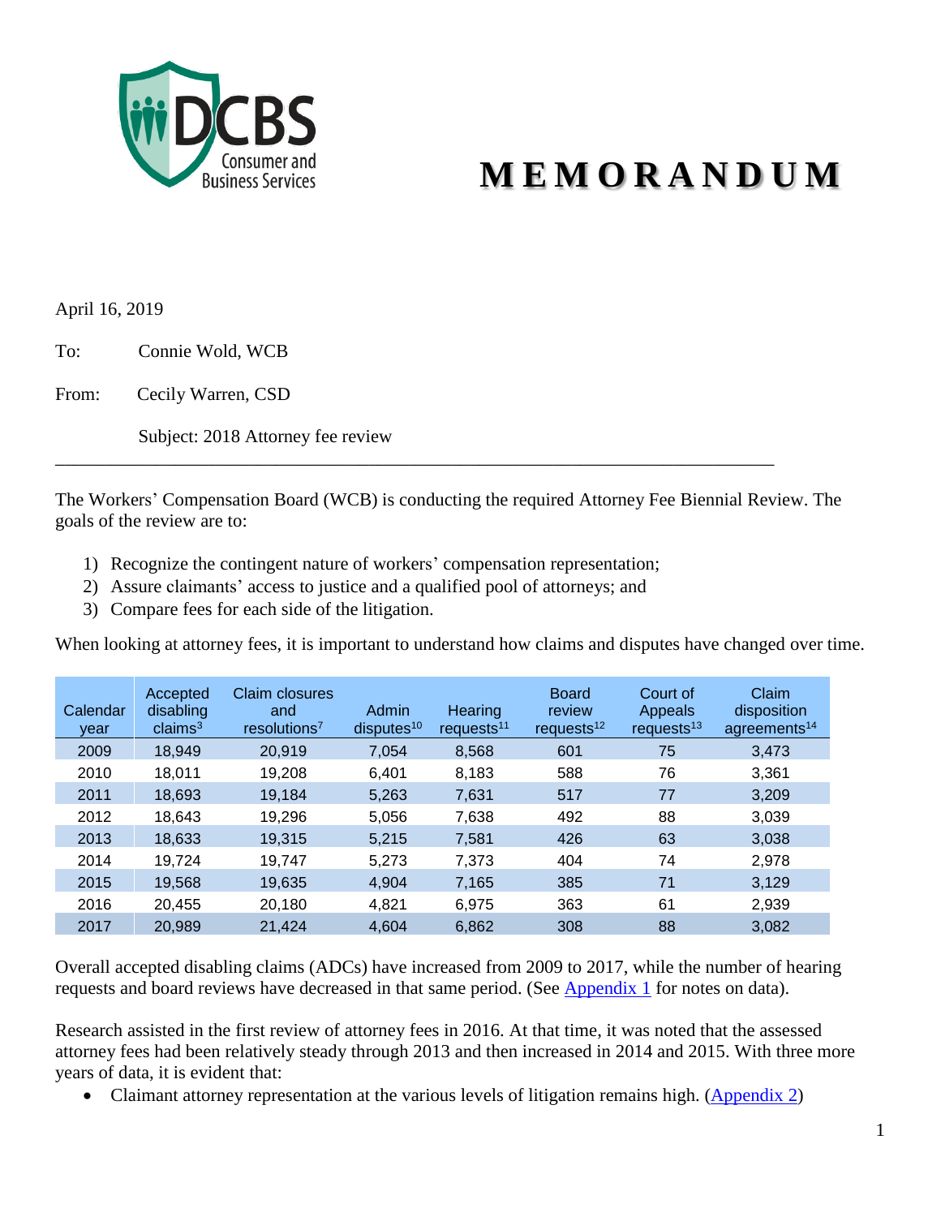# MEMORANDUM

April 16, 2019

To: Connie Wold, WCB

From: Cecily Warren, CSD

Subject: 2018 Attorney fee review

---

The Workers' Compensation Board (WCB) is conducting the required Attorney Fee Biennial Review. The goals of the review are to:

1) Recognize the contingent nature of workers' compensation representation;
2) Assure claimants' access to justice and a qualified pool of attorneys; and
3) Compare fees for each side of the litigation.

When looking at attorney fees, it is important to understand how claims and disputes have changed over time.

| Calendar year | Accepted disabling claims[3] | Claim closures and resolutions[7] | Admin disputes[10] | Hearing requests[11] | Board review requests[12] | Court of Appeals requests[13] | Claim disposition agreements[14] |
|---|---|---|---|---|---|---|---|
| 2009 | 18,949 | 20,919 | 7,054 | 8,568 | 601 | 75 | 3,473 |
| 2010 | 18,011 | 19,208 | 6,401 | 8,183 | 588 | 76 | 3,361 |
| 2011 | 18,693 | 19,184 | 5,263 | 7,631 | 517 | 77 | 3,209 |
| 2012 | 18,643 | 19,296 | 5,056 | 7,638 | 492 | 88 | 3,039 |
| 2013 | 18,633 | 19,315 | 5,215 | 7,581 | 426 | 63 | 3,038 |
| 2014 | 19,724 | 19,747 | 5,273 | 7,373 | 404 | 74 | 2,978 |
| 2015 | 19,568 | 19,635 | 4,904 | 7,165 | 385 | 71 | 3,129 |
| 2016 | 20,455 | 20,180 | 4,821 | 6,975 | 363 | 61 | 2,939 |
| 2017 | 20,989 | 21,424 | 4,604 | 6,862 | 308 | 88 | 3,082 |

Overall accepted disabling claims (ADCs) have increased from 2009 to 2017, while the number of hearing requests and board reviews have decreased in that same period. (See Appendix 1 for notes on data).

Research assisted in the first review of attorney fees in 2016. At that time, it was noted that the assessed attorney fees had been relatively steady through 2013 and then increased in 2014 and 2015. With three more years of data, it is evident that:

- Claimant attorney representation at the various levels of litigation remains high. (Appendix 2)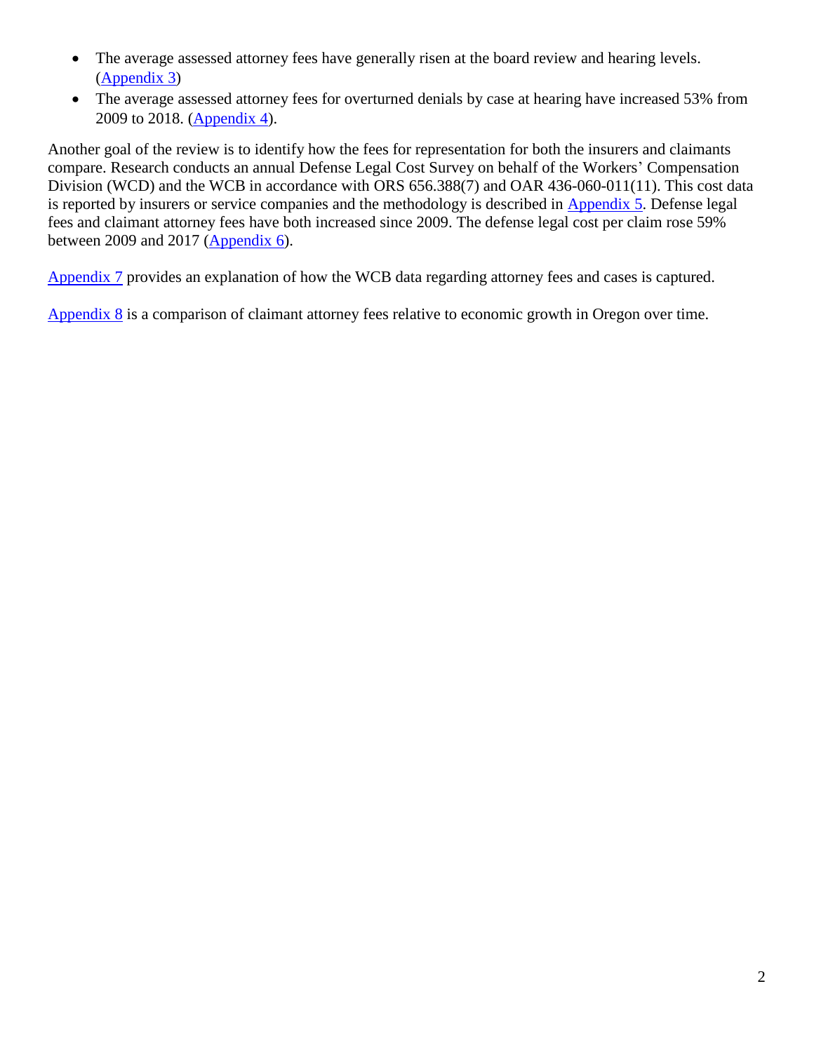- The average assessed attorney fees have generally risen at the board review and hearing levels. (Appendix 3)
- The average assessed attorney fees for overturned denials by case at hearing have increased 53% from 2009 to 2018. (Appendix 4).

Another goal of the review is to identify how the fees for representation for both the insurers and claimants compare. Research conducts an annual Defense Legal Cost Survey on behalf of the Workers' Compensation Division (WCD) and the WCB in accordance with ORS 656.388(7) and OAR 436-060-011(11). This cost data is reported by insurers or service companies and the methodology is described in Appendix 5. Defense legal fees and claimant attorney fees have both increased since 2009. The defense legal cost per claim rose 59% between 2009 and 2017 (Appendix 6).

Appendix 7 provides an explanation of how the WCB data regarding attorney fees and cases is captured.

Appendix 8 is a comparison of claimant attorney fees relative to economic growth in Oregon over time.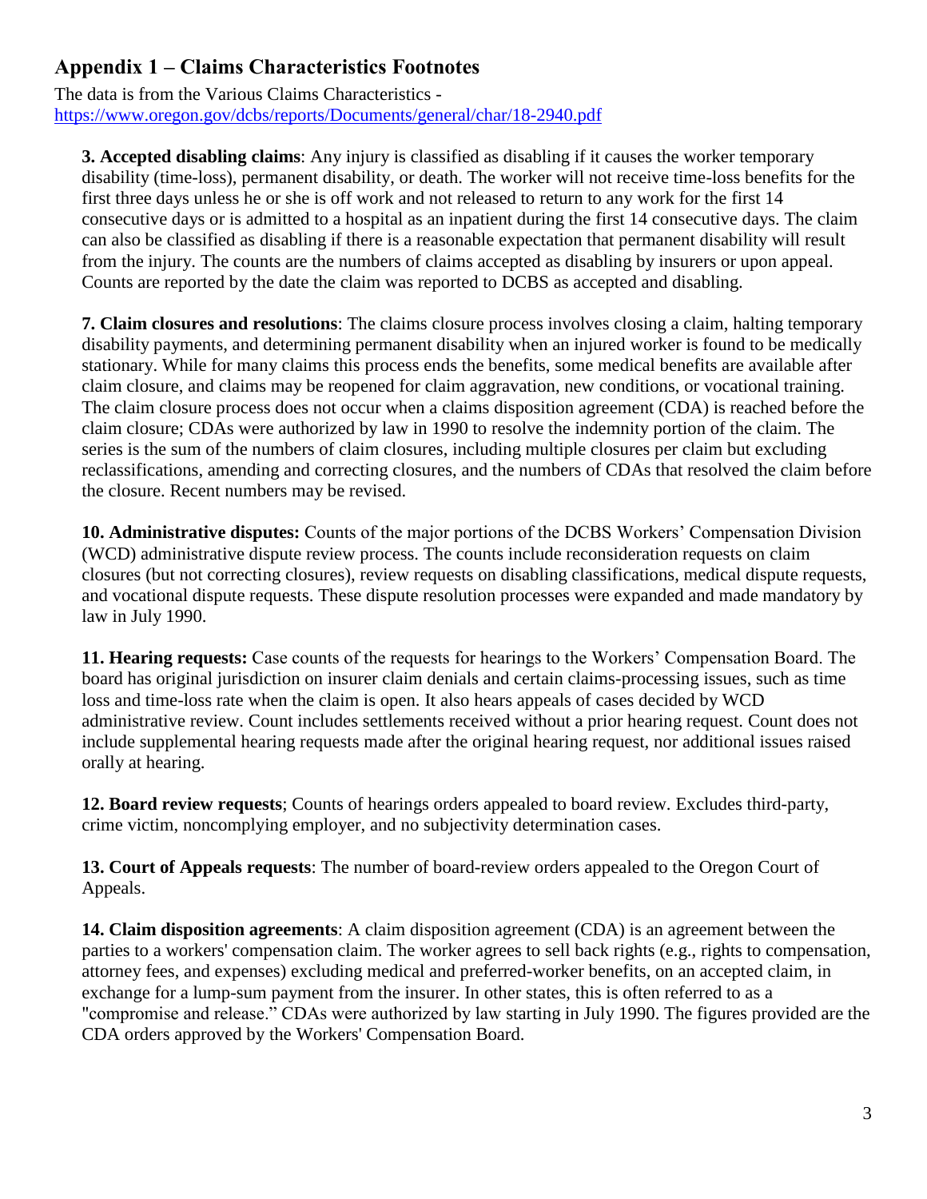## Appendix 1 – Claims Characteristics Footnotes

The data is from the Various Claims Characteristics - https://www.oregon.gov/dcbs/reports/Documents/general/char/18-2940.pdf

**3. Accepted disabling claims**: Any injury is classified as disabling if it causes the worker temporary disability (time-loss), permanent disability, or death. The worker will not receive time-loss benefits for the first three days unless he or she is off work and not released to return to any work for the first 14 consecutive days or is admitted to a hospital as an inpatient during the first 14 consecutive days. The claim can also be classified as disabling if there is a reasonable expectation that permanent disability will result from the injury. The counts are the numbers of claims accepted as disabling by insurers or upon appeal. Counts are reported by the date the claim was reported to DCBS as accepted and disabling.

**7. Claim closures and resolutions**: The claims closure process involves closing a claim, halting temporary disability payments, and determining permanent disability when an injured worker is found to be medically stationary. While for many claims this process ends the benefits, some medical benefits are available after claim closure, and claims may be reopened for claim aggravation, new conditions, or vocational training. The claim closure process does not occur when a claims disposition agreement (CDA) is reached before the claim closure; CDAs were authorized by law in 1990 to resolve the indemnity portion of the claim. The series is the sum of the numbers of claim closures, including multiple closures per claim but excluding reclassifications, amending and correcting closures, and the numbers of CDAs that resolved the claim before the closure. Recent numbers may be revised.

**10. Administrative disputes:** Counts of the major portions of the DCBS Workers' Compensation Division (WCD) administrative dispute review process. The counts include reconsideration requests on claim closures (but not correcting closures), review requests on disabling classifications, medical dispute requests, and vocational dispute requests. These dispute resolution processes were expanded and made mandatory by law in July 1990.

**11. Hearing requests:** Case counts of the requests for hearings to the Workers' Compensation Board. The board has original jurisdiction on insurer claim denials and certain claims-processing issues, such as time loss and time-loss rate when the claim is open. It also hears appeals of cases decided by WCD administrative review. Count includes settlements received without a prior hearing request. Count does not include supplemental hearing requests made after the original hearing request, nor additional issues raised orally at hearing.

**12. Board review requests**; Counts of hearings orders appealed to board review. Excludes third-party, crime victim, noncomplying employer, and no subjectivity determination cases.

**13. Court of Appeals requests**: The number of board-review orders appealed to the Oregon Court of Appeals.

**14. Claim disposition agreements**: A claim disposition agreement (CDA) is an agreement between the parties to a workers' compensation claim. The worker agrees to sell back rights (e.g., rights to compensation, attorney fees, and expenses) excluding medical and preferred-worker benefits, on an accepted claim, in exchange for a lump-sum payment from the insurer. In other states, this is often referred to as a "compromise and release." CDAs were authorized by law starting in July 1990. The figures provided are the CDA orders approved by the Workers' Compensation Board.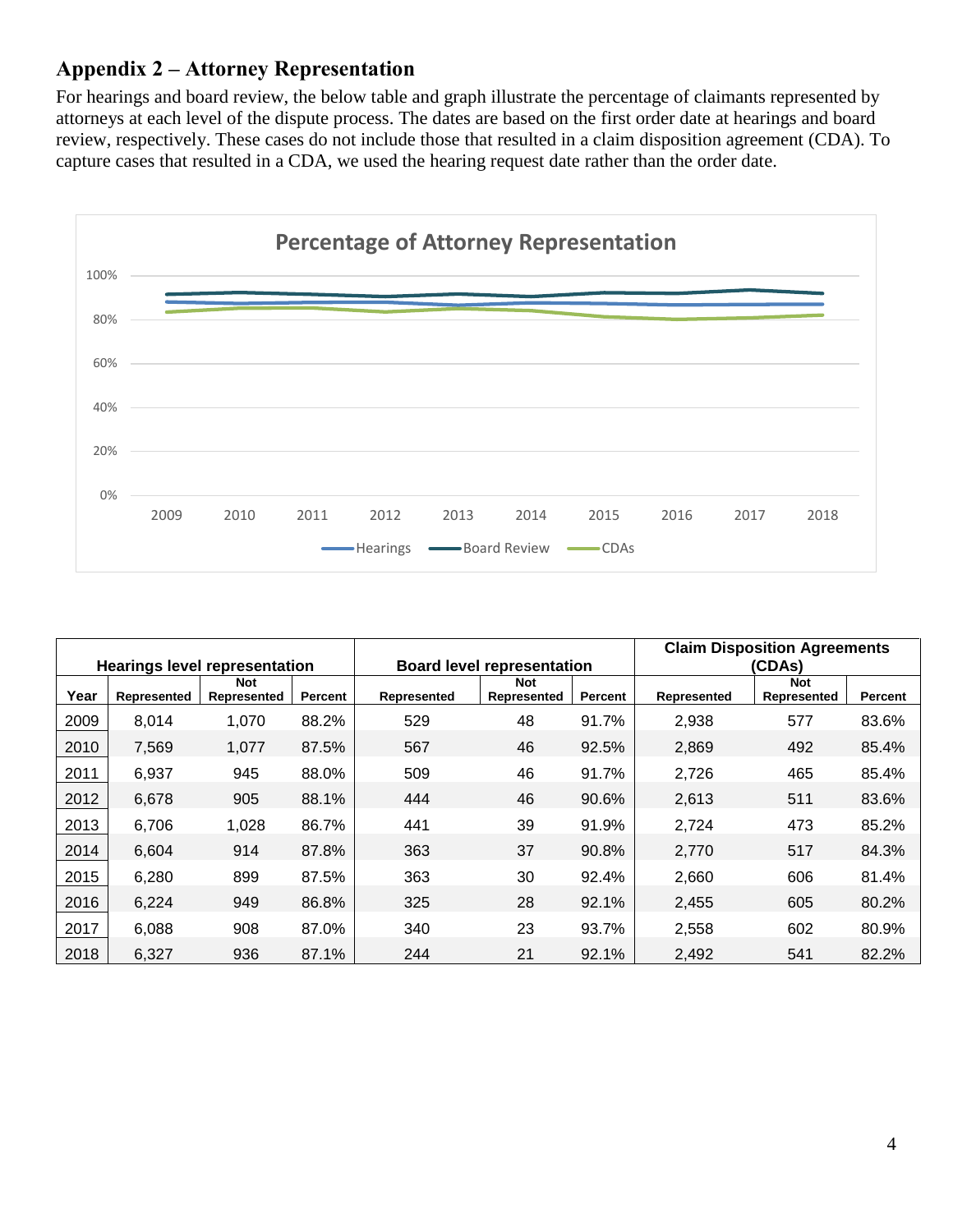## Appendix 2 – Attorney Representation

For hearings and board review, the below table and graph illustrate the percentage of claimants represented by attorneys at each level of the dispute process. The dates are based on the first order date at hearings and board review, respectively. These cases do not include those that resulted in a claim disposition agreement (CDA). To capture cases that resulted in a CDA, we used the hearing request date rather than the order date.

| | Hearings level representation | | | Board level representation | | | Claim Disposition Agreements (CDAs) | | |
|---|---|---|---|---|---|---|---|---|---|
| Year | Represented | Not Represented | Percent | Represented | Not Represented | Percent | Represented | Not Represented | Percent |
| 2009 | 8,014 | 1,070 | 88.2% | 529 | 48 | 91.7% | 2,938 | 577 | 83.6% |
| 2010 | 7,569 | 1,077 | 87.5% | 567 | 46 | 92.5% | 2,869 | 492 | 85.4% |
| 2011 | 6,937 | 945 | 88.0% | 509 | 46 | 91.7% | 2,726 | 465 | 85.4% |
| 2012 | 6,678 | 905 | 88.1% | 444 | 46 | 90.6% | 2,613 | 511 | 83.6% |
| 2013 | 6,706 | 1,028 | 86.7% | 441 | 39 | 91.9% | 2,724 | 473 | 85.2% |
| 2014 | 6,604 | 914 | 87.8% | 363 | 37 | 90.8% | 2,770 | 517 | 84.3% |
| 2015 | 6,280 | 899 | 87.5% | 363 | 30 | 92.4% | 2,660 | 606 | 81.4% |
| 2016 | 6,224 | 949 | 86.8% | 325 | 28 | 92.1% | 2,455 | 605 | 80.2% |
| 2017 | 6,088 | 908 | 87.0% | 340 | 23 | 93.7% | 2,558 | 602 | 80.9% |
| 2018 | 6,327 | 936 | 87.1% | 244 | 21 | 92.1% | 2,492 | 541 | 82.2% |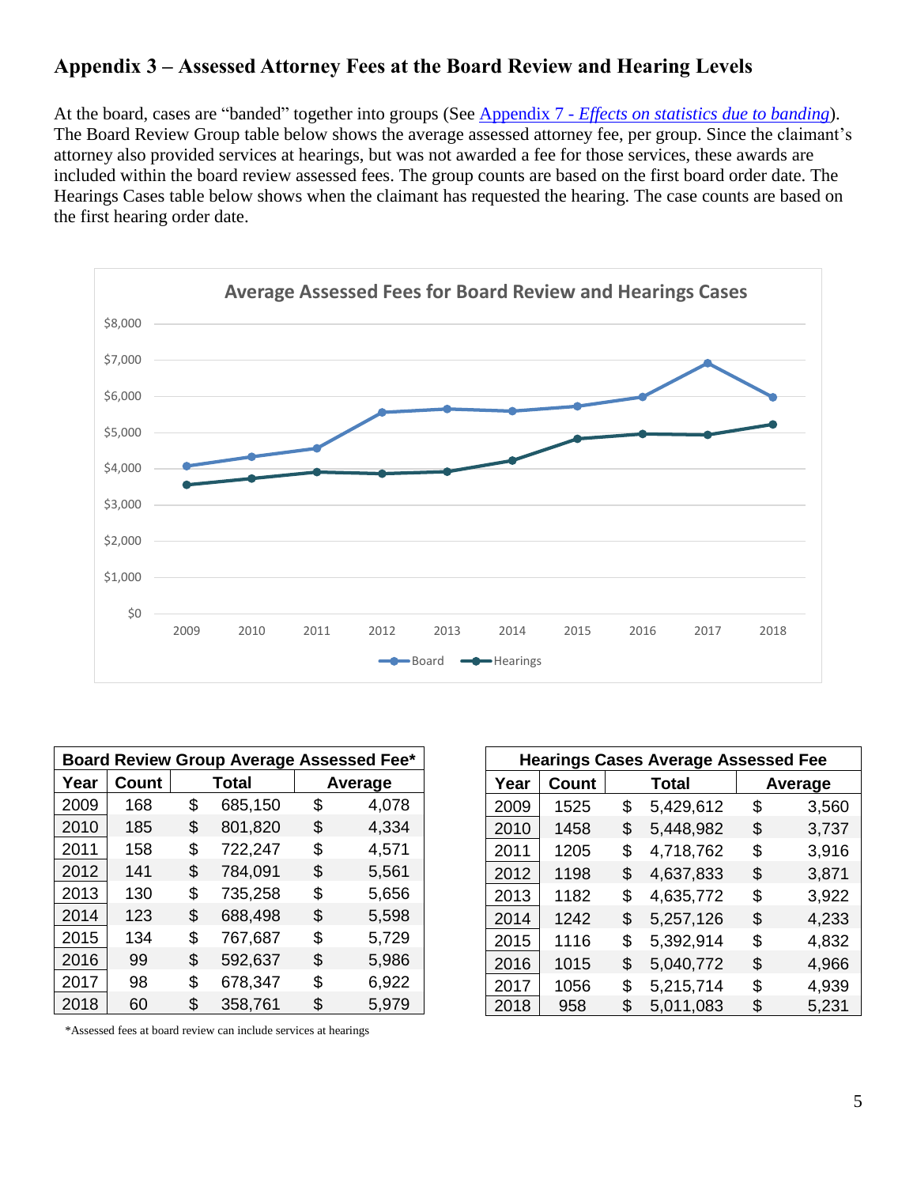## Appendix 3 – Assessed Attorney Fees at the Board Review and Hearing Levels

At the board, cases are "banded" together into groups (See Appendix 7 - *Effects on statistics due to banding*). The Board Review Group table below shows the average assessed attorney fee, per group. Since the claimant's attorney also provided services at hearings, but was not awarded a fee for those services, these awards are included within the board review assessed fees. The group counts are based on the first board order date. The Hearings Cases table below shows when the claimant has requested the hearing. The case counts are based on the first hearing order date.

| Board Review Group Average Assessed Fee* | | | |
|---|---|---|---|
| Year | Count | Total | Average |
| 2009 | 168 | $ 685,150 | $ 4,078 |
| 2010 | 185 | $ 801,820 | $ 4,334 |
| 2011 | 158 | $ 722,247 | $ 4,571 |
| 2012 | 141 | $ 784,091 | $ 5,561 |
| 2013 | 130 | $ 735,258 | $ 5,656 |
| 2014 | 123 | $ 688,498 | $ 5,598 |
| 2015 | 134 | $ 767,687 | $ 5,729 |
| 2016 | 99 | $ 592,637 | $ 5,986 |
| 2017 | 98 | $ 678,347 | $ 6,922 |
| 2018 | 60 | $ 358,761 | $ 5,979 |

*Assessed fees at board review can include services at hearings

| Hearings Cases Average Assessed Fee | | | |
|---|---|---|---|
| Year | Count | Total | Average |
| 2009 | 1525 | $ 5,429,612 | $ 3,560 |
| 2010 | 1458 | $ 5,448,982 | $ 3,737 |
| 2011 | 1205 | $ 4,718,762 | $ 3,916 |
| 2012 | 1198 | $ 4,637,833 | $ 3,871 |
| 2013 | 1182 | $ 4,635,772 | $ 3,922 |
| 2014 | 1242 | $ 5,257,126 | $ 4,233 |
| 2015 | 1116 | $ 5,392,914 | $ 4,832 |
| 2016 | 1015 | $ 5,040,772 | $ 4,966 |
| 2017 | 1056 | $ 5,215,714 | $ 4,939 |
| 2018 | 958 | $ 5,011,083 | $ 5,231 |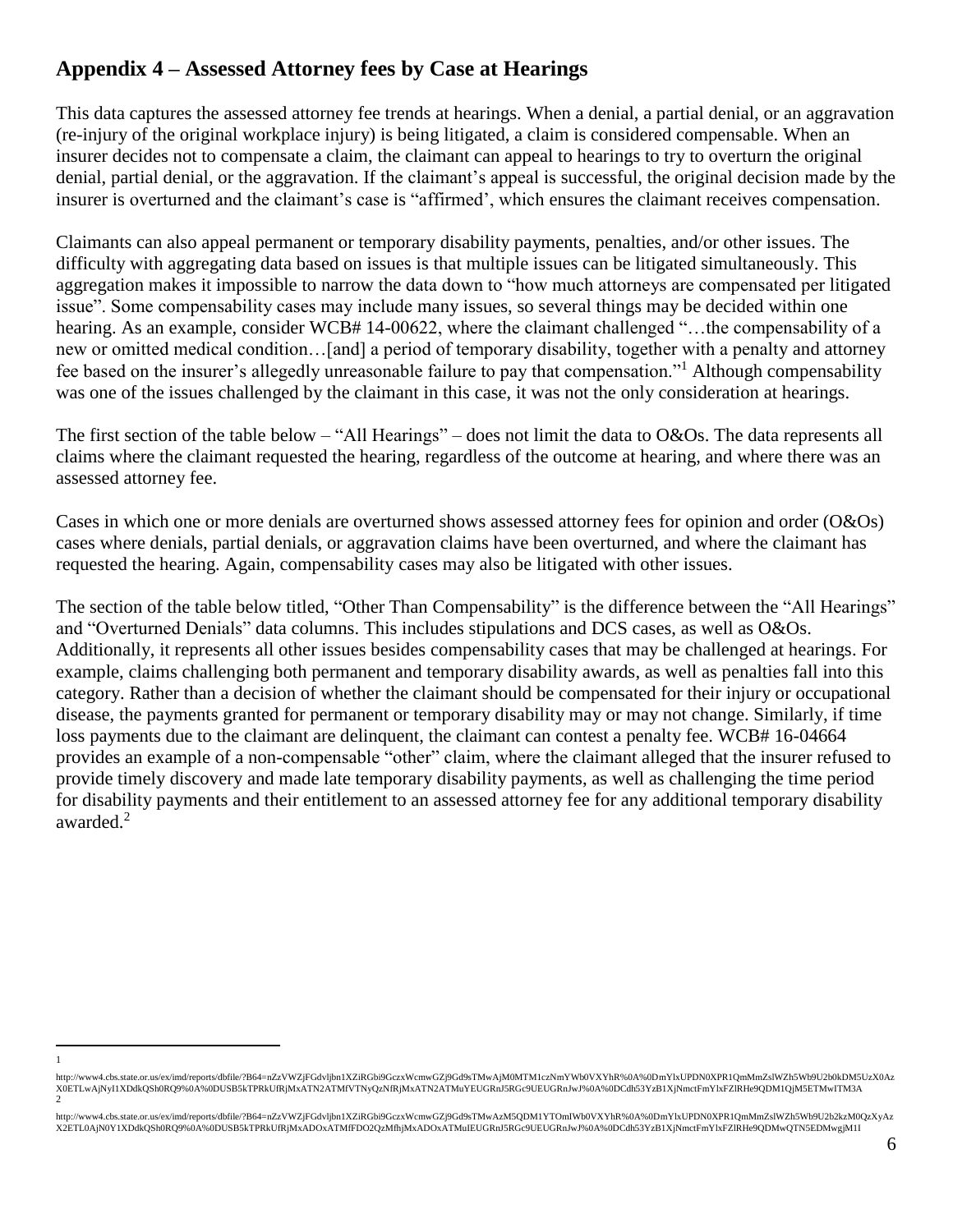## Appendix 4 – Assessed Attorney fees by Case at Hearings

This data captures the assessed attorney fee trends at hearings. When a denial, a partial denial, or an aggravation (re-injury of the original workplace injury) is being litigated, a claim is considered compensable. When an insurer decides not to compensate a claim, the claimant can appeal to hearings to try to overturn the original denial, partial denial, or the aggravation. If the claimant's appeal is successful, the original decision made by the insurer is overturned and the claimant's case is "affirmed', which ensures the claimant receives compensation.

Claimants can also appeal permanent or temporary disability payments, penalties, and/or other issues. The difficulty with aggregating data based on issues is that multiple issues can be litigated simultaneously. This aggregation makes it impossible to narrow the data down to "how much attorneys are compensated per litigated issue". Some compensability cases may include many issues, so several things may be decided within one hearing. As an example, consider WCB# 14-00622, where the claimant challenged "…the compensability of a new or omitted medical condition…[and] a period of temporary disability, together with a penalty and attorney fee based on the insurer's allegedly unreasonable failure to pay that compensation."[1] Although compensability was one of the issues challenged by the claimant in this case, it was not the only consideration at hearings.

The first section of the table below – "All Hearings" – does not limit the data to O&Os. The data represents all claims where the claimant requested the hearing, regardless of the outcome at hearing, and where there was an assessed attorney fee.

Cases in which one or more denials are overturned shows assessed attorney fees for opinion and order (O&Os) cases where denials, partial denials, or aggravation claims have been overturned, and where the claimant has requested the hearing. Again, compensability cases may also be litigated with other issues.

The section of the table below titled, "Other Than Compensability" is the difference between the "All Hearings" and "Overturned Denials" data columns. This includes stipulations and DCS cases, as well as O&Os. Additionally, it represents all other issues besides compensability cases that may be challenged at hearings. For example, claims challenging both permanent and temporary disability awards, as well as penalties fall into this category. Rather than a decision of whether the claimant should be compensated for their injury or occupational disease, the payments granted for permanent or temporary disability may or may not change. Similarly, if time loss payments due to the claimant are delinquent, the claimant can contest a penalty fee. WCB# 16-04664 provides an example of a non-compensable "other" claim, where the claimant alleged that the insurer refused to provide timely discovery and made late temporary disability payments, as well as challenging the time period for disability payments and their entitlement to an assessed attorney fee for any additional temporary disability awarded.[2]

---

1 http://www4.cbs.state.or.us/ex/imd/reports/dbfile/?B64=nZzVWZjFGdvljbn1XZiRGbi9GczxWcmwGZj9Gd9sTMwAjM0MTM1czNmYWb0VXYhR%0A%0DmYlxUPDN0XPR1QmMmZslWZh5Wb9U2b0kDM5UzX0AzX0ETLwAjNyI1XDdkQSh0RQ9%0A%0DUSB5kTPRkUfRjMxATN2ATMfVTNyQzNfRjMxATN2ATMuYEUGRnJ5RGc9UEUGRnJwJ%0A%0DCdh53YzB1XjNmctFmYlxFZlRHe9QDM1QjM5ETMwITM3A

2 http://www4.cbs.state.or.us/ex/imd/reports/dbfile/?B64=nZzVWZjFGdvljbn1XZiRGbi9GczxWcmwGZj9Gd9sTMwAzM5QDM1YTOmIWb0VXYhR%0A%0DmYlxUPDN0XPR1QmMmZslWZh5Wb9U2b2kzM0QzXyAzX2ETL0AjN0Y1XDdkQSh0RQ9%0A%0DUSB5kTPRkUfRjMxADOxATMfFDO2QzMfhjMxADOxATMuIEUGRnJ5RGc9UEUGRnJwJ%0A%0DCdh53YzB1XjNmctFmYlxFZlRHe9QDMwQTN5EDMwgjM1I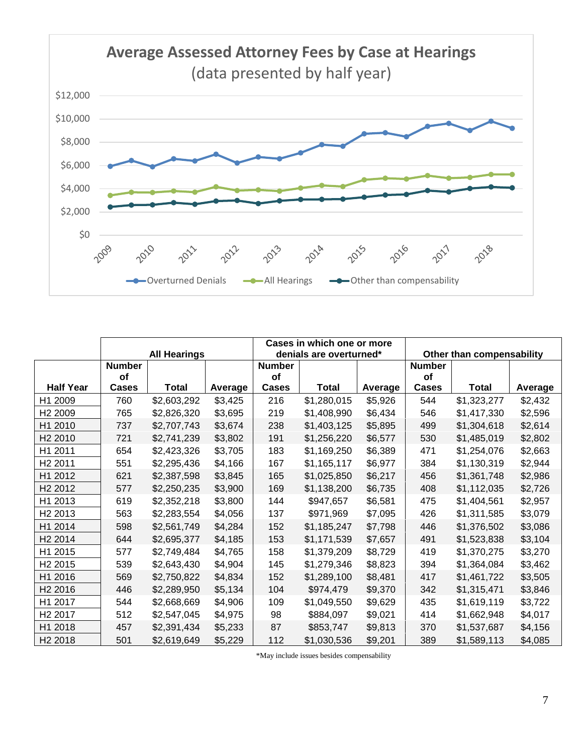**Average Assessed Attorney Fees by Case at Hearings**
(data presented by half year)

| | All Hearings | | | Cases in which one or more denials are overturned* | | | Other than compensability | | |
|---|---|---|---|---|---|---|---|---|---|
| Half Year | Number of Cases | Total | Average | Number of Cases | Total | Average | Number of Cases | Total | Average |
| H1 2009 | 760 | $2,603,292 | $3,425 | 216 | $1,280,015 | $5,926 | 544 | $1,323,277 | $2,432 |
| H2 2009 | 765 | $2,826,320 | $3,695 | 219 | $1,408,990 | $6,434 | 546 | $1,417,330 | $2,596 |
| H1 2010 | 737 | $2,707,743 | $3,674 | 238 | $1,403,125 | $5,895 | 499 | $1,304,618 | $2,614 |
| H2 2010 | 721 | $2,741,239 | $3,802 | 191 | $1,256,220 | $6,577 | 530 | $1,485,019 | $2,802 |
| H1 2011 | 654 | $2,423,326 | $3,705 | 183 | $1,169,250 | $6,389 | 471 | $1,254,076 | $2,663 |
| H2 2011 | 551 | $2,295,436 | $4,166 | 167 | $1,165,117 | $6,977 | 384 | $1,130,319 | $2,944 |
| H1 2012 | 621 | $2,387,598 | $3,845 | 165 | $1,025,850 | $6,217 | 456 | $1,361,748 | $2,986 |
| H2 2012 | 577 | $2,250,235 | $3,900 | 169 | $1,138,200 | $6,735 | 408 | $1,112,035 | $2,726 |
| H1 2013 | 619 | $2,352,218 | $3,800 | 144 | $947,657 | $6,581 | 475 | $1,404,561 | $2,957 |
| H2 2013 | 563 | $2,283,554 | $4,056 | 137 | $971,969 | $7,095 | 426 | $1,311,585 | $3,079 |
| H1 2014 | 598 | $2,561,749 | $4,284 | 152 | $1,185,247 | $7,798 | 446 | $1,376,502 | $3,086 |
| H2 2014 | 644 | $2,695,377 | $4,185 | 153 | $1,171,539 | $7,657 | 491 | $1,523,838 | $3,104 |
| H1 2015 | 577 | $2,749,484 | $4,765 | 158 | $1,379,209 | $8,729 | 419 | $1,370,275 | $3,270 |
| H2 2015 | 539 | $2,643,430 | $4,904 | 145 | $1,279,346 | $8,823 | 394 | $1,364,084 | $3,462 |
| H1 2016 | 569 | $2,750,822 | $4,834 | 152 | $1,289,100 | $8,481 | 417 | $1,461,722 | $3,505 |
| H2 2016 | 446 | $2,289,950 | $5,134 | 104 | $974,479 | $9,370 | 342 | $1,315,471 | $3,846 |
| H1 2017 | 544 | $2,668,669 | $4,906 | 109 | $1,049,550 | $9,629 | 435 | $1,619,119 | $3,722 |
| H2 2017 | 512 | $2,547,045 | $4,975 | 98 | $884,097 | $9,021 | 414 | $1,662,948 | $4,017 |
| H1 2018 | 457 | $2,391,434 | $5,233 | 87 | $853,747 | $9,813 | 370 | $1,537,687 | $4,156 |
| H2 2018 | 501 | $2,619,649 | $5,229 | 112 | $1,030,536 | $9,201 | 389 | $1,589,113 | $4,085 |

*May include issues besides compensability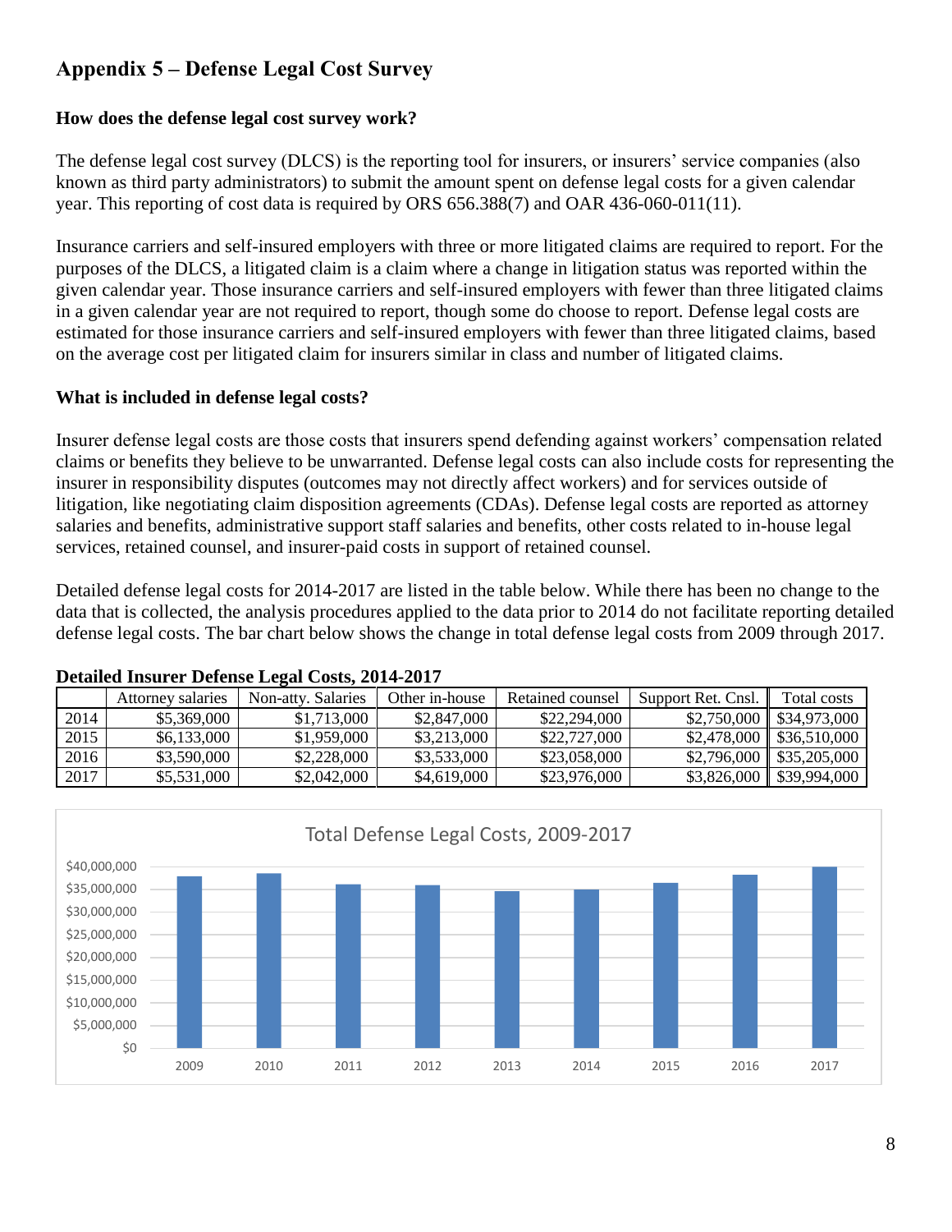## Appendix 5 – Defense Legal Cost Survey

### How does the defense legal cost survey work?

The defense legal cost survey (DLCS) is the reporting tool for insurers, or insurers' service companies (also known as third party administrators) to submit the amount spent on defense legal costs for a given calendar year. This reporting of cost data is required by ORS 656.388(7) and OAR 436-060-011(11).

Insurance carriers and self-insured employers with three or more litigated claims are required to report. For the purposes of the DLCS, a litigated claim is a claim where a change in litigation status was reported within the given calendar year. Those insurance carriers and self-insured employers with fewer than three litigated claims in a given calendar year are not required to report, though some do choose to report. Defense legal costs are estimated for those insurance carriers and self-insured employers with fewer than three litigated claims, based on the average cost per litigated claim for insurers similar in class and number of litigated claims.

### What is included in defense legal costs?

Insurer defense legal costs are those costs that insurers spend defending against workers' compensation related claims or benefits they believe to be unwarranted. Defense legal costs can also include costs for representing the insurer in responsibility disputes (outcomes may not directly affect workers) and for services outside of litigation, like negotiating claim disposition agreements (CDAs). Defense legal costs are reported as attorney salaries and benefits, administrative support staff salaries and benefits, other costs related to in-house legal services, retained counsel, and insurer-paid costs in support of retained counsel.

Detailed defense legal costs for 2014-2017 are listed in the table below. While there has been no change to the data that is collected, the analysis procedures applied to the data prior to 2014 do not facilitate reporting detailed defense legal costs. The bar chart below shows the change in total defense legal costs from 2009 through 2017.

**Detailed Insurer Defense Legal Costs, 2014-2017**

| | Attorney salaries | Non-atty. Salaries | Other in-house | Retained counsel | Support Ret. Cnsl. | Total costs |
|---|---|---|---|---|---|---|
| 2014 | $5,369,000 | $1,713,000 | $2,847,000 | $22,294,000 | $2,750,000 | $34,973,000 |
| 2015 | $6,133,000 | $1,959,000 | $3,213,000 | $22,727,000 | $2,478,000 | $36,510,000 |
| 2016 | $3,590,000 | $2,228,000 | $3,533,000 | $23,058,000 | $2,796,000 | $35,205,000 |
| 2017 | $5,531,000 | $2,042,000 | $4,619,000 | $23,976,000 | $3,826,000 | $39,994,000 |

Total Defense Legal Costs, 2009-2017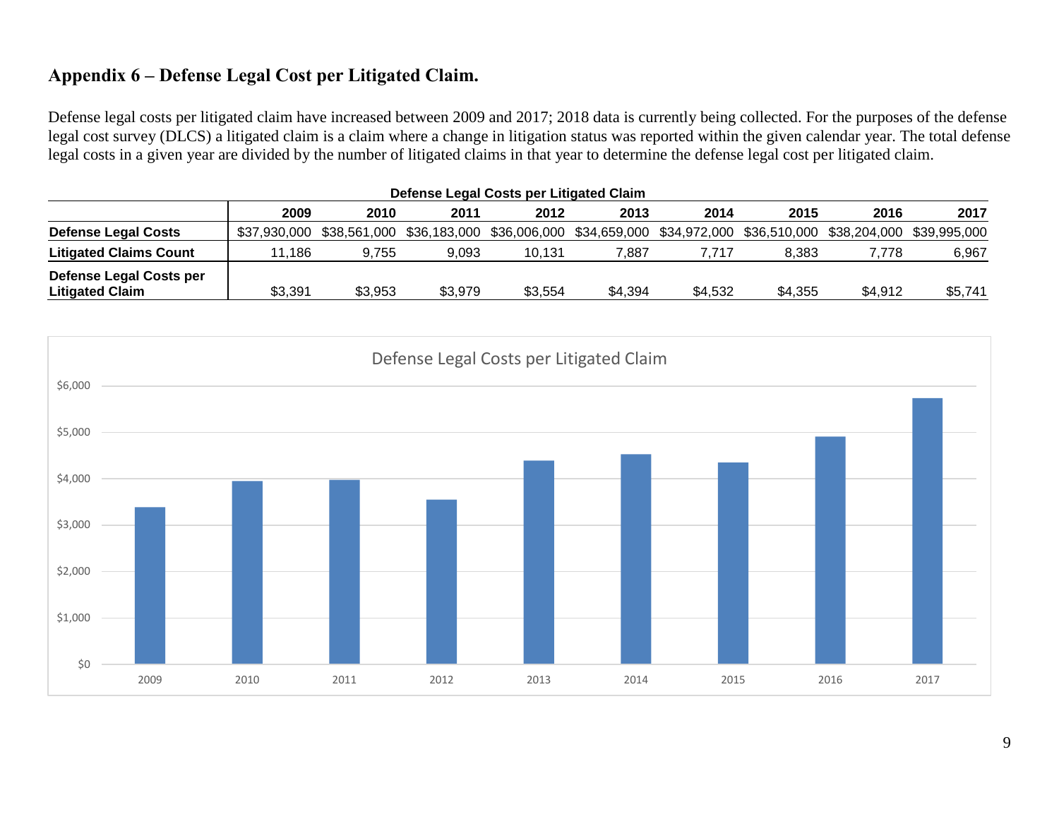## Appendix 6 – Defense Legal Cost per Litigated Claim.

Defense legal costs per litigated claim have increased between 2009 and 2017; 2018 data is currently being collected. For the purposes of the defense legal cost survey (DLCS) a litigated claim is a claim where a change in litigation status was reported within the given calendar year. The total defense legal costs in a given year are divided by the number of litigated claims in that year to determine the defense legal cost per litigated claim.

**Defense Legal Costs per Litigated Claim**

| | 2009 | 2010 | 2011 | 2012 | 2013 | 2014 | 2015 | 2016 | 2017 |
|---|---|---|---|---|---|---|---|---|---|
| **Defense Legal Costs** | $37,930,000 | $38,561,000 | $36,183,000 | $36,006,000 | $34,659,000 | $34,972,000 | $36,510,000 | $38,204,000 | $39,995,000 |
| **Litigated Claims Count** | 11,186 | 9,755 | 9,093 | 10,131 | 7,887 | 7,717 | 8,383 | 7,778 | 6,967 |
| **Defense Legal Costs per Litigated Claim** | $3,391 | $3,953 | $3,979 | $3,554 | $4,394 | $4,532 | $4,355 | $4,912 | $5,741 |

Defense Legal Costs per Litigated Claim

| Year | Defense Legal Costs per Litigated Claim |
|---|---|
| 2009 | $3,391 |
| 2010 | $3,953 |
| 2011 | $3,979 |
| 2012 | $3,554 |
| 2013 | $4,394 |
| 2014 | $4,532 |
| 2015 | $4,355 |
| 2016 | $4,912 |
| 2017 | $5,741 |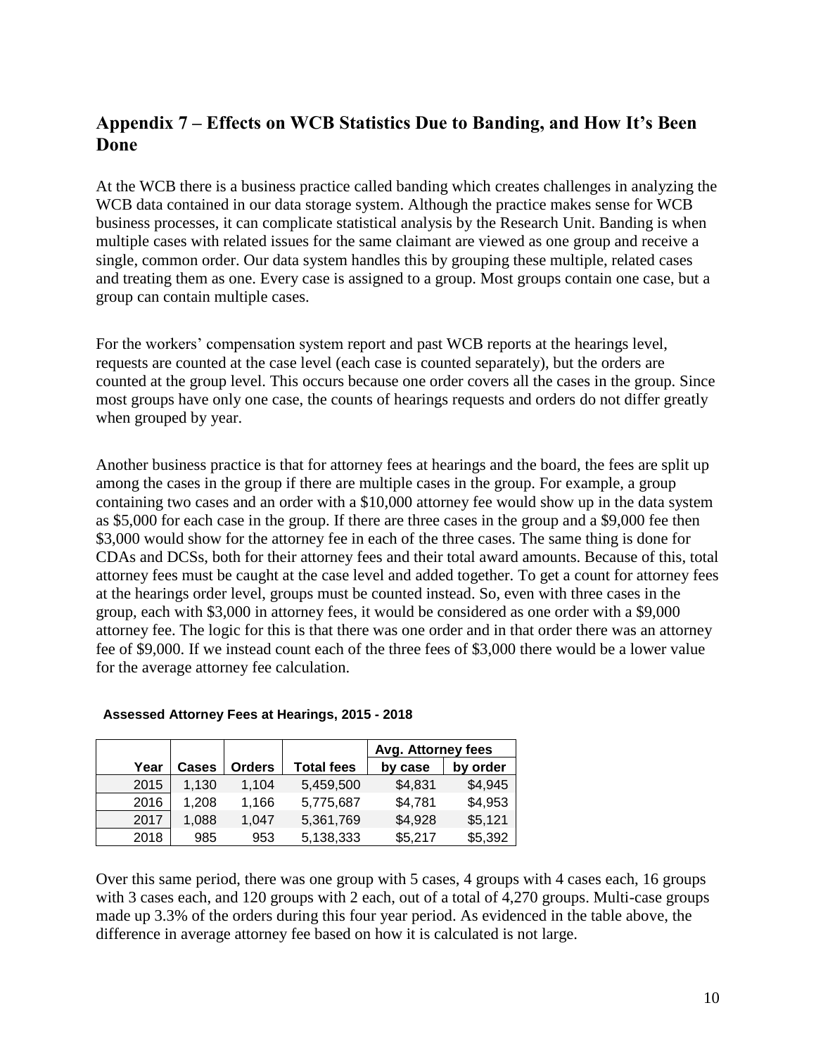## Appendix 7 – Effects on WCB Statistics Due to Banding, and How It's Been Done

At the WCB there is a business practice called banding which creates challenges in analyzing the WCB data contained in our data storage system. Although the practice makes sense for WCB business processes, it can complicate statistical analysis by the Research Unit. Banding is when multiple cases with related issues for the same claimant are viewed as one group and receive a single, common order. Our data system handles this by grouping these multiple, related cases and treating them as one. Every case is assigned to a group. Most groups contain one case, but a group can contain multiple cases.

For the workers' compensation system report and past WCB reports at the hearings level, requests are counted at the case level (each case is counted separately), but the orders are counted at the group level. This occurs because one order covers all the cases in the group. Since most groups have only one case, the counts of hearings requests and orders do not differ greatly when grouped by year.

Another business practice is that for attorney fees at hearings and the board, the fees are split up among the cases in the group if there are multiple cases in the group. For example, a group containing two cases and an order with a $10,000 attorney fee would show up in the data system as $5,000 for each case in the group. If there are three cases in the group and a $9,000 fee then $3,000 would show for the attorney fee in each of the three cases. The same thing is done for CDAs and DCSs, both for their attorney fees and their total award amounts. Because of this, total attorney fees must be caught at the case level and added together. To get a count for attorney fees at the hearings order level, groups must be counted instead. So, even with three cases in the group, each with $3,000 in attorney fees, it would be considered as one order with a $9,000 attorney fee. The logic for this is that there was one order and in that order there was an attorney fee of $9,000. If we instead count each of the three fees of $3,000 there would be a lower value for the average attorney fee calculation.

**Assessed Attorney Fees at Hearings, 2015 - 2018**

| | | | | Avg. Attorney fees | |
|---|---|---|---|---|---|
| Year | Cases | Orders | Total fees | by case | by order |
| 2015 | 1,130 | 1,104 | 5,459,500 | $4,831 | $4,945 |
| 2016 | 1,208 | 1,166 | 5,775,687 | $4,781 | $4,953 |
| 2017 | 1,088 | 1,047 | 5,361,769 | $4,928 | $5,121 |
| 2018 | 985 | 953 | 5,138,333 | $5,217 | $5,392 |

Over this same period, there was one group with 5 cases, 4 groups with 4 cases each, 16 groups with 3 cases each, and 120 groups with 2 each, out of a total of 4,270 groups. Multi-case groups made up 3.3% of the orders during this four year period. As evidenced in the table above, the difference in average attorney fee based on how it is calculated is not large.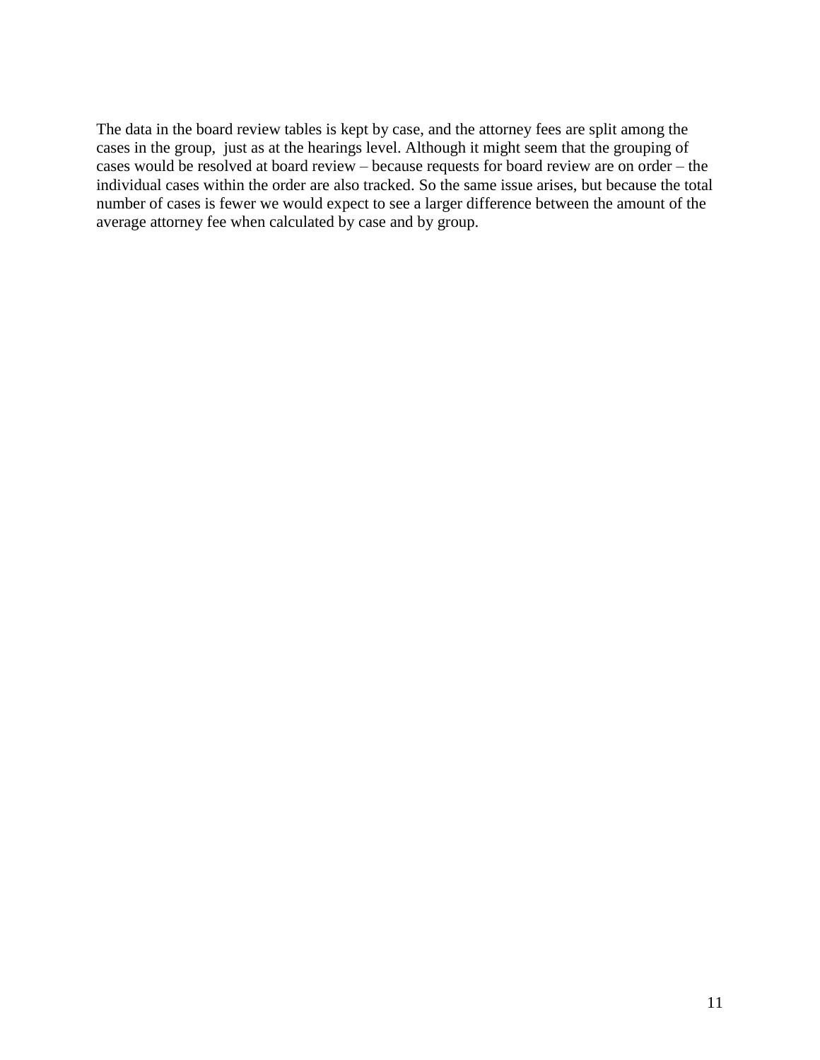The data in the board review tables is kept by case, and the attorney fees are split among the cases in the group, just as at the hearings level. Although it might seem that the grouping of cases would be resolved at board review – because requests for board review are on order – the individual cases within the order are also tracked. So the same issue arises, but because the total number of cases is fewer we would expect to see a larger difference between the amount of the average attorney fee when calculated by case and by group.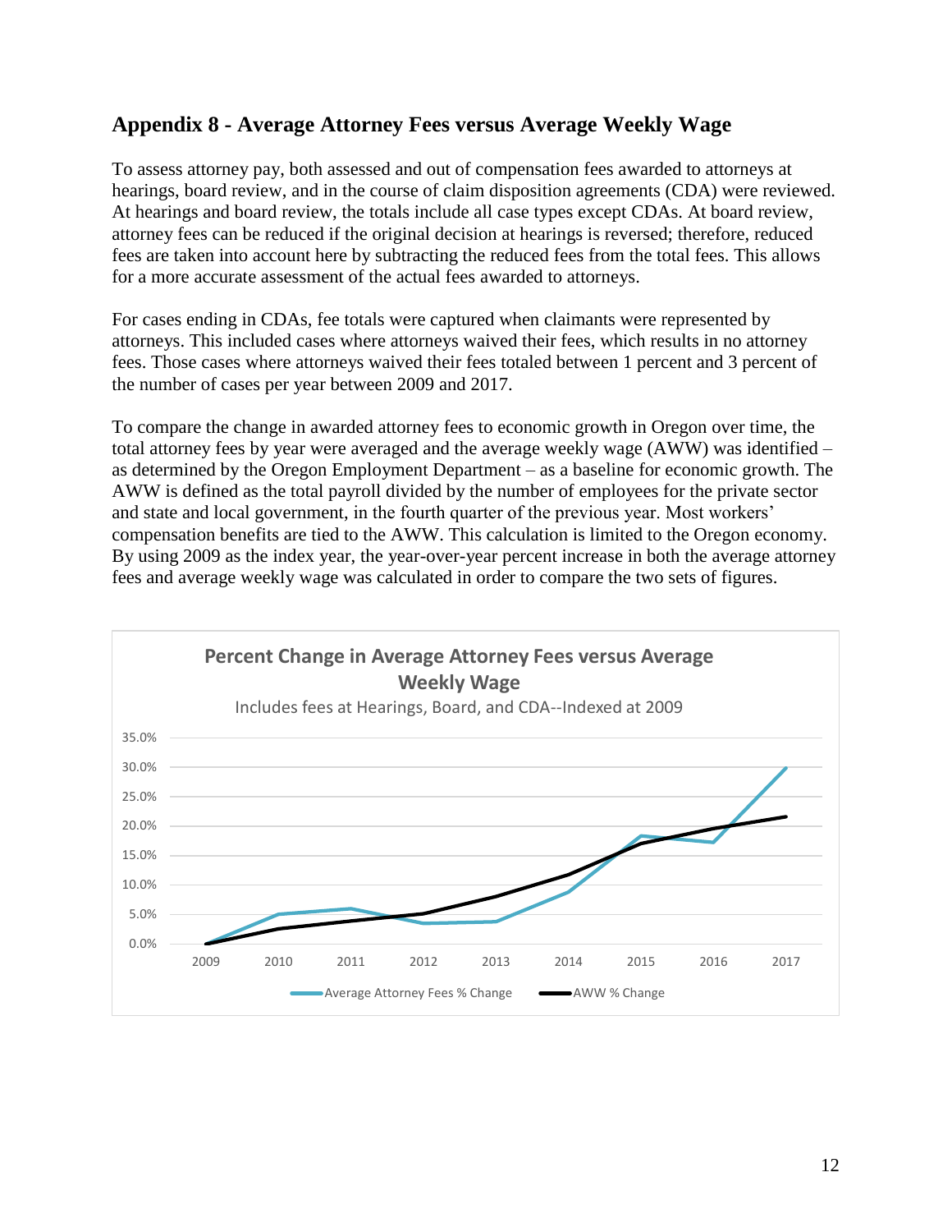## Appendix 8 - Average Attorney Fees versus Average Weekly Wage

To assess attorney pay, both assessed and out of compensation fees awarded to attorneys at hearings, board review, and in the course of claim disposition agreements (CDA) were reviewed. At hearings and board review, the totals include all case types except CDAs. At board review, attorney fees can be reduced if the original decision at hearings is reversed; therefore, reduced fees are taken into account here by subtracting the reduced fees from the total fees. This allows for a more accurate assessment of the actual fees awarded to attorneys.

For cases ending in CDAs, fee totals were captured when claimants were represented by attorneys. This included cases where attorneys waived their fees, which results in no attorney fees. Those cases where attorneys waived their fees totaled between 1 percent and 3 percent of the number of cases per year between 2009 and 2017.

To compare the change in awarded attorney fees to economic growth in Oregon over time, the total attorney fees by year were averaged and the average weekly wage (AWW) was identified – as determined by the Oregon Employment Department – as a baseline for economic growth. The AWW is defined as the total payroll divided by the number of employees for the private sector and state and local government, in the fourth quarter of the previous year. Most workers' compensation benefits are tied to the AWW. This calculation is limited to the Oregon economy. By using 2009 as the index year, the year-over-year percent increase in both the average attorney fees and average weekly wage was calculated in order to compare the two sets of figures.

**Percent Change in Average Attorney Fees versus Average Weekly Wage**

Includes fees at Hearings, Board, and CDA--Indexed at 2009

Legend: Average Attorney Fees % Change; AWW % Change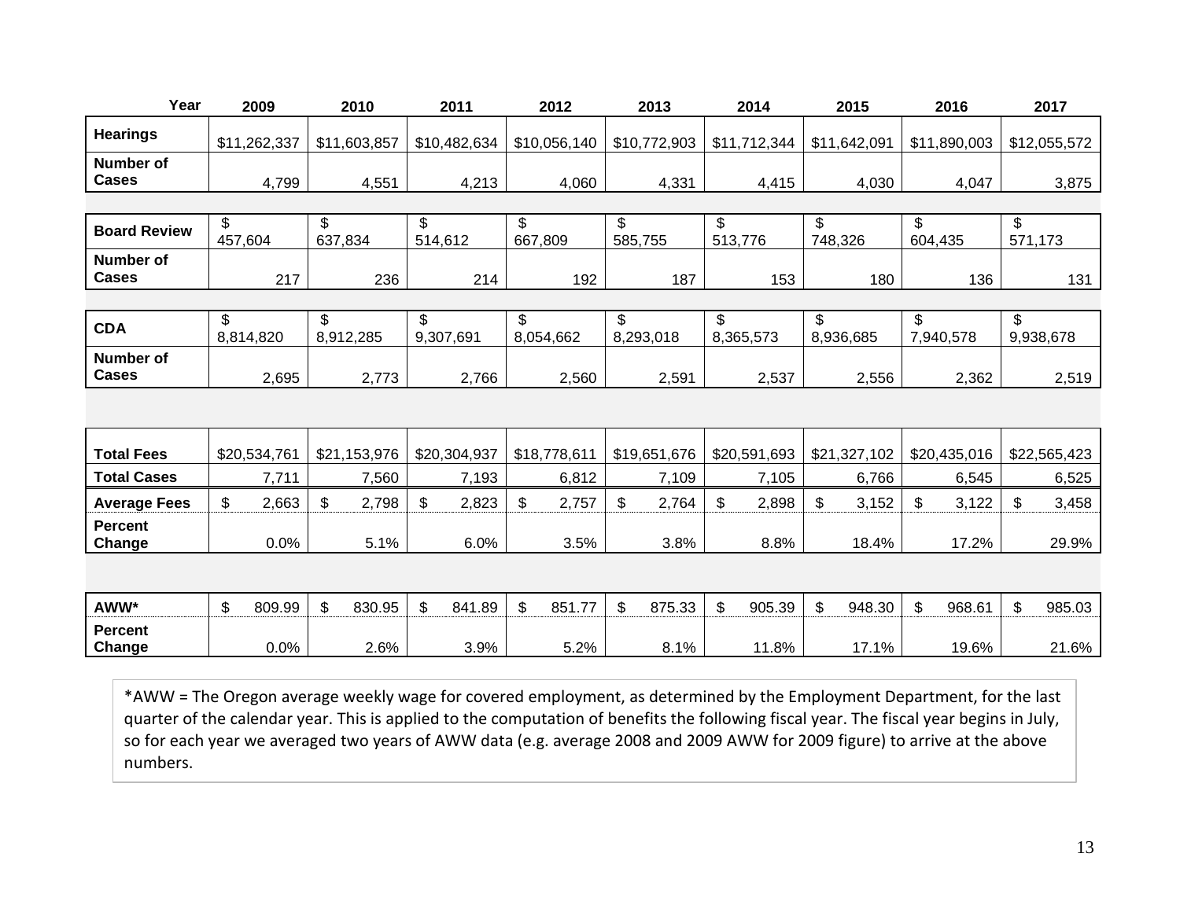| Year | 2009 | 2010 | 2011 | 2012 | 2013 | 2014 | 2015 | 2016 | 2017 |
|---|---|---|---|---|---|---|---|---|---|
| **Hearings** | $11,262,337 | $11,603,857 | $10,482,634 | $10,056,140 | $10,772,903 | $11,712,344 | $11,642,091 | $11,890,003 | $12,055,572 |
| **Number of Cases** | 4,799 | 4,551 | 4,213 | 4,060 | 4,331 | 4,415 | 4,030 | 4,047 | 3,875 |
| | | | | | | | | | |
| **Board Review** | $ 457,604 | $ 637,834 | $ 514,612 | $ 667,809 | $ 585,755 | $ 513,776 | $ 748,326 | $ 604,435 | $ 571,173 |
| **Number of Cases** | 217 | 236 | 214 | 192 | 187 | 153 | 180 | 136 | 131 |
| | | | | | | | | | |
| **CDA** | $ 8,814,820 | $ 8,912,285 | $ 9,307,691 | $ 8,054,662 | $ 8,293,018 | $ 8,365,573 | $ 8,936,685 | $ 7,940,578 | $ 9,938,678 |
| **Number of Cases** | 2,695 | 2,773 | 2,766 | 2,560 | 2,591 | 2,537 | 2,556 | 2,362 | 2,519 |
| | | | | | | | | | |
| **Total Fees** | $20,534,761 | $21,153,976 | $20,304,937 | $18,778,611 | $19,651,676 | $20,591,693 | $21,327,102 | $20,435,016 | $22,565,423 |
| **Total Cases** | 7,711 | 7,560 | 7,193 | 6,812 | 7,109 | 7,105 | 6,766 | 6,545 | 6,525 |
| **Average Fees** | $ 2,663 | $ 2,798 | $ 2,823 | $ 2,757 | $ 2,764 | $ 2,898 | $ 3,152 | $ 3,122 | $ 3,458 |
| **Percent Change** | 0.0% | 5.1% | 6.0% | 3.5% | 3.8% | 8.8% | 18.4% | 17.2% | 29.9% |
| | | | | | | | | | |
| **AWW*** | $ 809.99 | $ 830.95 | $ 841.89 | $ 851.77 | $ 875.33 | $ 905.39 | $ 948.30 | $ 968.61 | $ 985.03 |
| **Percent Change** | 0.0% | 2.6% | 3.9% | 5.2% | 8.1% | 11.8% | 17.1% | 19.6% | 21.6% |

*AWW = The Oregon average weekly wage for covered employment, as determined by the Employment Department, for the last quarter of the calendar year. This is applied to the computation of benefits the following fiscal year. The fiscal year begins in July, so for each year we averaged two years of AWW data (e.g. average 2008 and 2009 AWW for 2009 figure) to arrive at the above numbers.